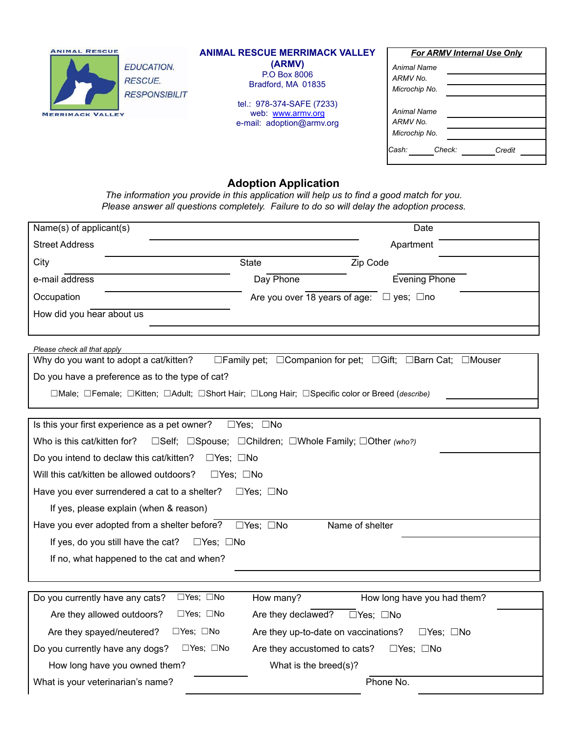ANIMAL RESCUE
MERRIMACK VALLEY

EDUCATION.
RESCUE.
RESPONSIBILIT

**ANIMAL RESCUE MERRIMACK VALLEY (ARMV)**
P.O Box 8006
Bradford, MA 01835

tel.: 978-374-SAFE (7233)
web: www.armv.org
e-mail: adoption@armv.org

| ***For ARMV Internal Use Only*** | |
|---|---|
| *Animal Name* | |
| *ARMV No.* | |
| *Microchip No.* | |
| *Animal Name* | |
| *ARMV No.* | |
| *Microchip No.* | |
| *Cash:* ______ *Check:* ______ *Credit* ______ | |

## Adoption Application

*The information you provide in this application will help us to find a good match for you.*
*Please answer all questions completely. Failure to do so will delay the adoption process.*

Name(s) of applicant(s) ______________________ Date ______________

Street Address ______________________ Apartment ______________

City ______________ State ______________ Zip Code ______________

e-mail address ______________ Day Phone ______________ Evening Phone ______________

Occupation ______________ Are you over 18 years of age: ☐ yes; ☐no

How did you hear about us ______________________

*Please check all that apply*

Why do you want to adopt a cat/kitten? ☐Family pet; ☐Companion for pet; ☐Gift; ☐Barn Cat; ☐Mouser

Do you have a preference as to the type of cat?

☐Male; ☐Female; ☐Kitten; ☐Adult; ☐Short Hair; ☐Long Hair; ☐Specific color or Breed (*describe*) ______________

Is this your first experience as a pet owner? ☐Yes; ☐No

Who is this cat/kitten for? ☐Self; ☐Spouse; ☐Children; ☐Whole Family; ☐Other *(who?)* ______________

Do you intend to declaw this cat/kitten? ☐Yes; ☐No

Will this cat/kitten be allowed outdoors? ☐Yes; ☐No

Have you ever surrendered a cat to a shelter? ☐Yes; ☐No

If yes, please explain (when & reason) ______________________

Have you ever adopted from a shelter before? ☐Yes; ☐No Name of shelter ______________

If yes, do you still have the cat? ☐Yes; ☐No

If no, what happened to the cat and when? ______________________

Do you currently have any cats? ☐Yes; ☐No How many? ______ How long have you had them? ______________

Are they allowed outdoors? ☐Yes; ☐No Are they declawed? ☐Yes; ☐No

Are they spayed/neutered? ☐Yes; ☐No Are they up-to-date on vaccinations? ☐Yes; ☐No

Do you currently have any dogs? ☐Yes; ☐No Are they accustomed to cats? ☐Yes; ☐No

How long have you owned them? ______ What is the breed(s)? ______________

What is your veterinarian's name? ______________________ Phone No. ______________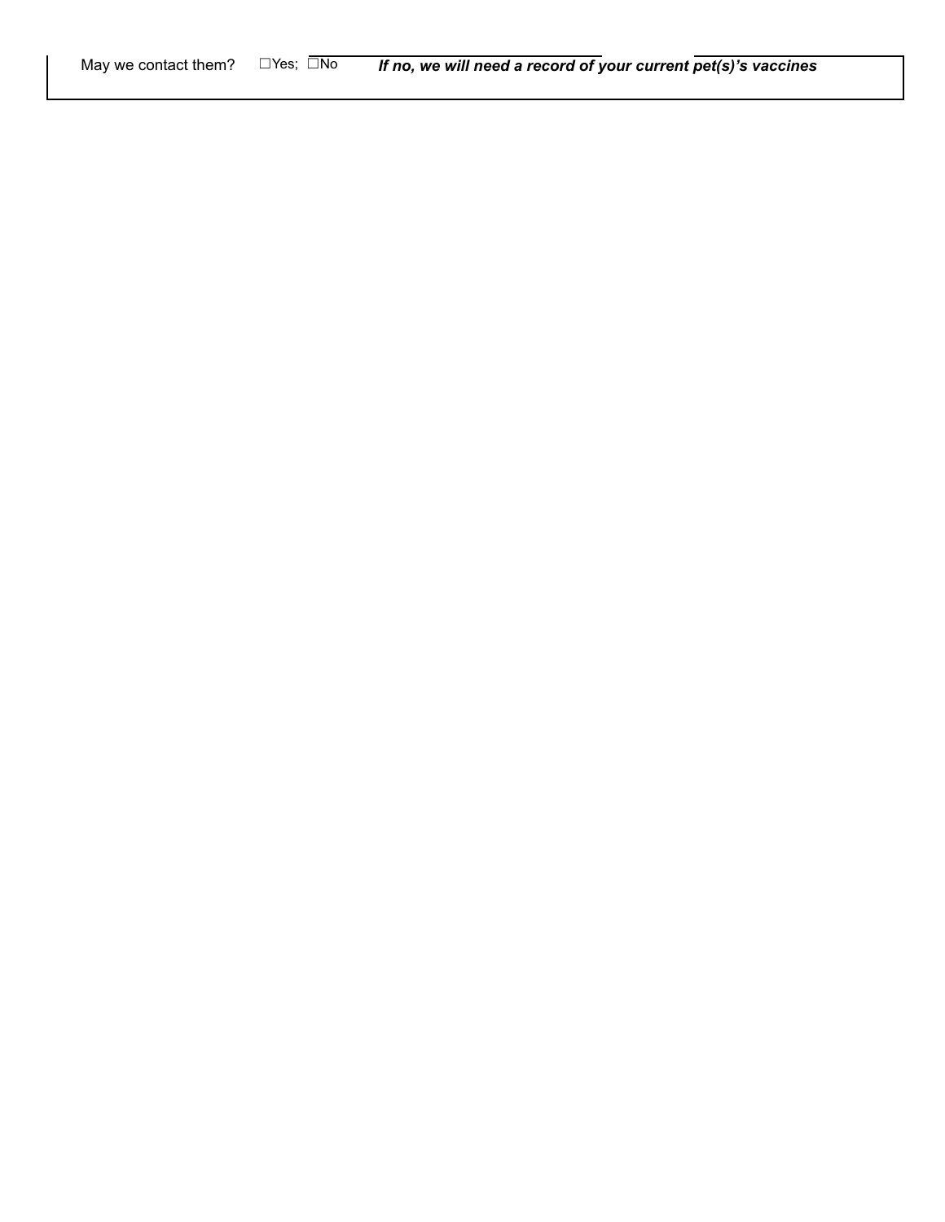May we contact them? ☐Yes; ☐No ***If no, we will need a record of your current pet(s)'s vaccines***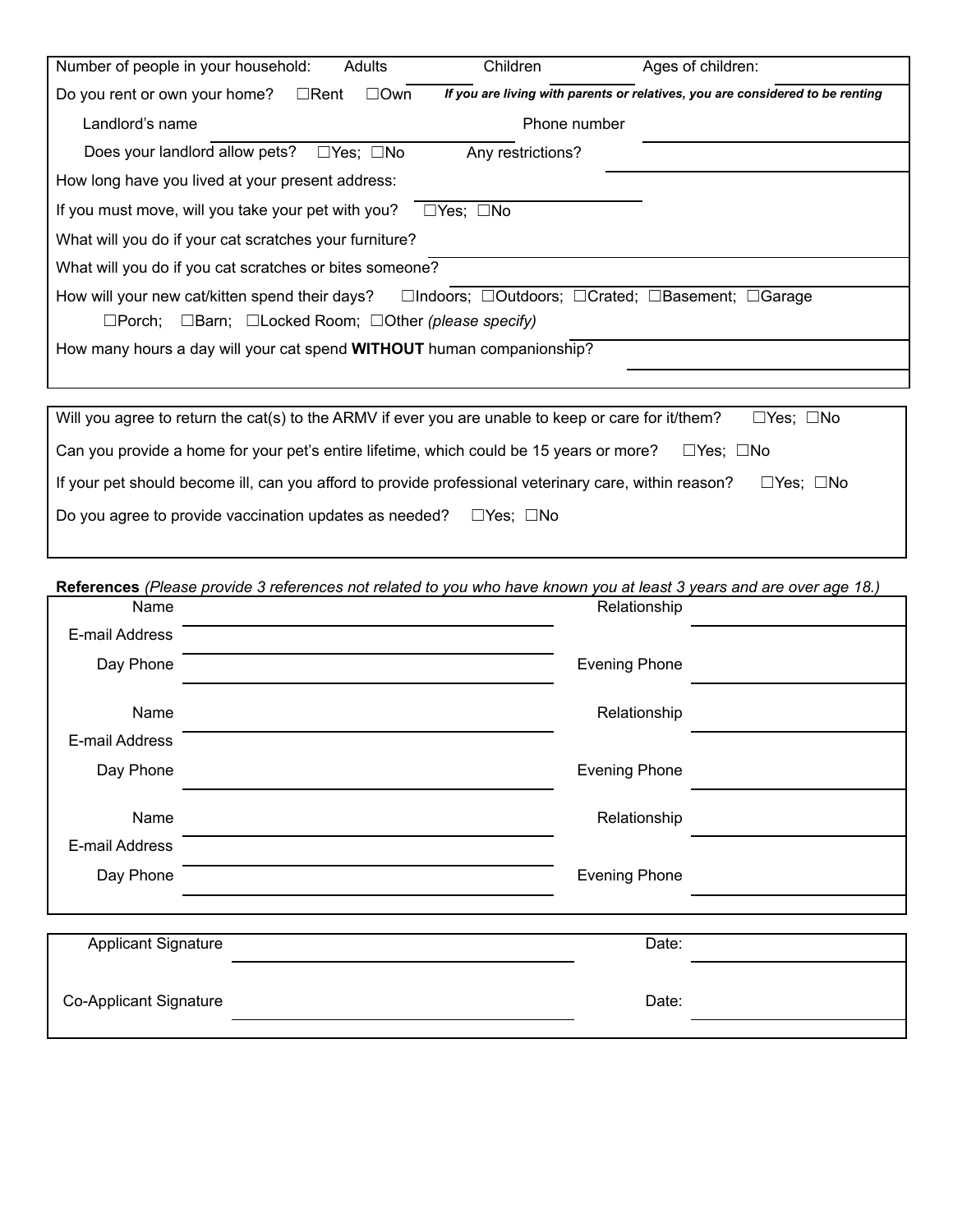Number of people in your household: Adults ________ Children ________ Ages of children: ________

Do you rent or own your home? ☐Rent ☐Own ***If you are living with parents or relatives, you are considered to be renting***

Landlord's name ________ Phone number ________

Does your landlord allow pets? ☐Yes; ☐No Any restrictions? ________

How long have you lived at your present address: ________

If you must move, will you take your pet with you? ☐Yes; ☐No

What will you do if your cat scratches your furniture? ________

What will you do if you cat scratches or bites someone? ________

How will your new cat/kitten spend their days? ☐Indoors; ☐Outdoors; ☐Crated; ☐Basement; ☐Garage ☐Porch; ☐Barn; ☐Locked Room; ☐Other *(please specify)* ________

How many hours a day will your cat spend **WITHOUT** human companionship? ________

---

Will you agree to return the cat(s) to the ARMV if ever you are unable to keep or care for it/them? ☐Yes; ☐No

Can you provide a home for your pet's entire lifetime, which could be 15 years or more? ☐Yes; ☐No

If your pet should become ill, can you afford to provide professional veterinary care, within reason? ☐Yes; ☐No

Do you agree to provide vaccination updates as needed? ☐Yes; ☐No

---

**References** *(Please provide 3 references not related to you who have known you at least 3 years and are over age 18.)*

Name ________ Relationship ________

E-mail Address ________

Day Phone ________ Evening Phone ________

Name ________ Relationship ________

E-mail Address ________

Day Phone ________ Evening Phone ________

Name ________ Relationship ________

E-mail Address ________

Day Phone ________ Evening Phone ________

---

Applicant Signature ________ Date: ________

Co-Applicant Signature ________ Date: ________